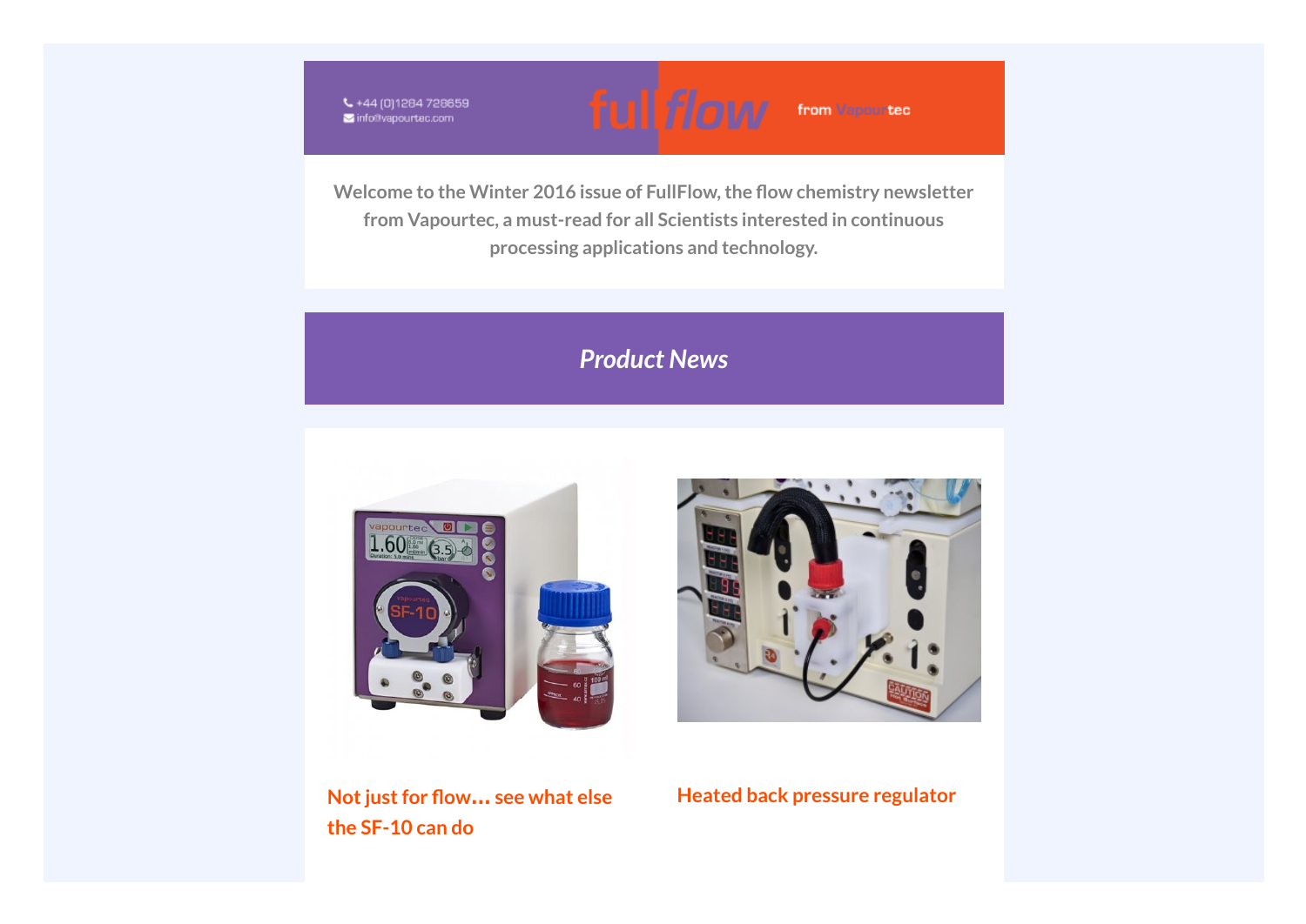+44 (0)1284 728659
info@vapourtec.com

fullflow from Vapourtec

Welcome to the Winter 2016 issue of FullFlow, the flow chemistry newsletter from Vapourtec, a must-read for all Scientists interested in continuous processing applications and technology.

## *Product News*

**Not just for flow... see what else the SF-10 can do**

**Heated back pressure regulator**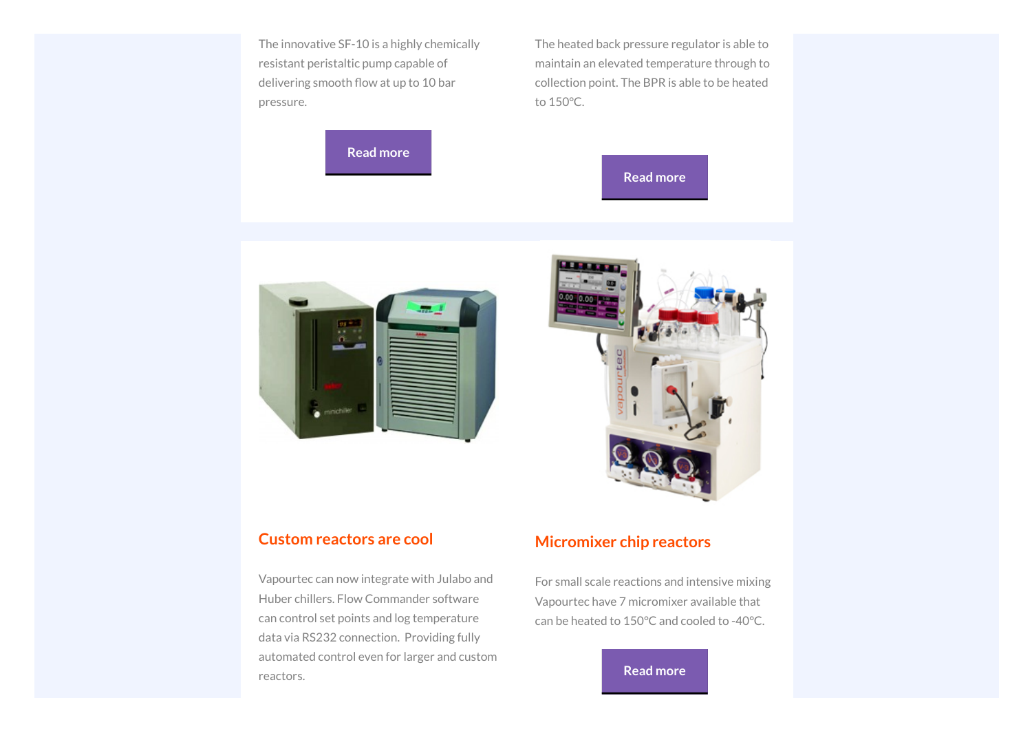The innovative SF-10 is a highly chemically resistant peristaltic pump capable of delivering smooth flow at up to 10 bar pressure.

Read more

The heated back pressure regulator is able to maintain an elevated temperature through to collection point. The BPR is able to be heated to 150°C.

Read more

## Custom reactors are cool

Vapourtec can now integrate with Julabo and Huber chillers. Flow Commander software can control set points and log temperature data via RS232 connection.  Providing fully automated control even for larger and custom reactors.

## Micromixer chip reactors

For small scale reactions and intensive mixing Vapourtec have 7 micromixer available that can be heated to 150°C and cooled to -40°C.

Read more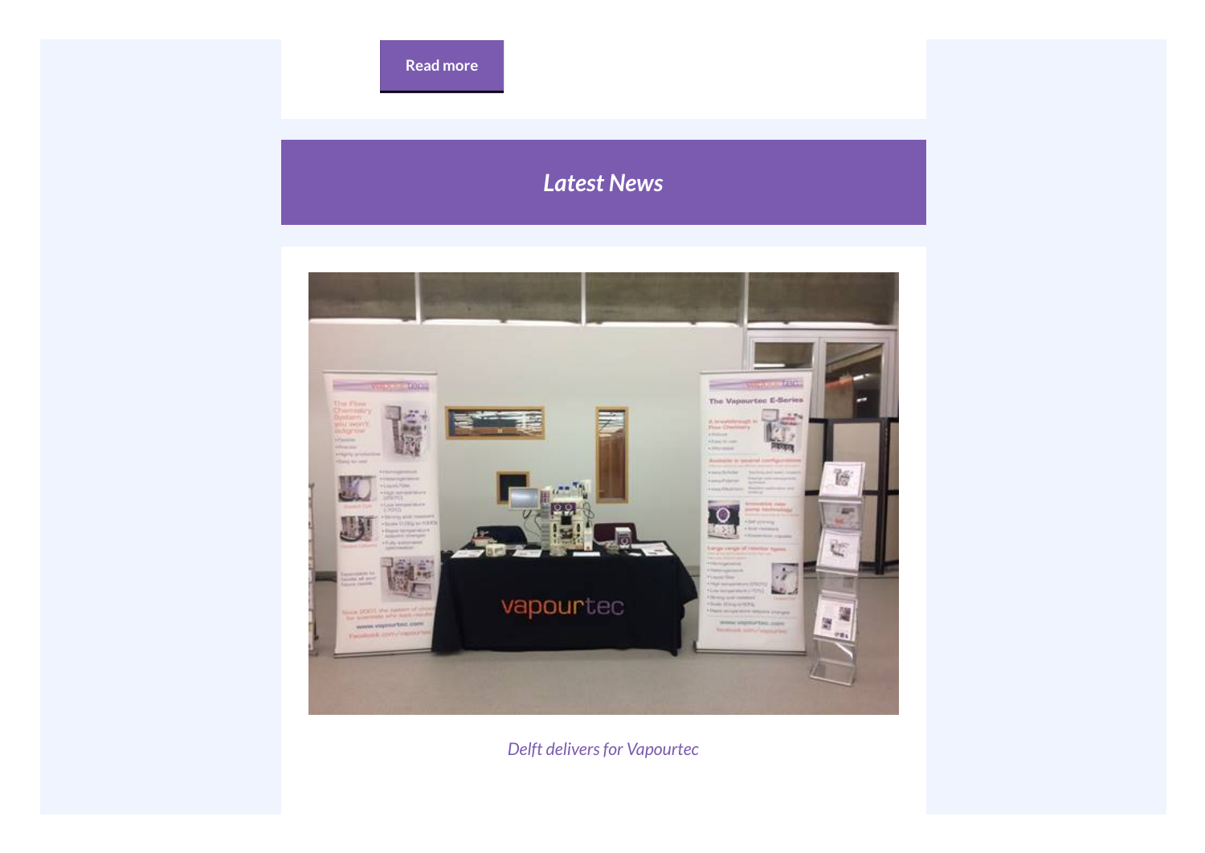Read more

## *Latest News*

*Delft delivers for Vapourtec*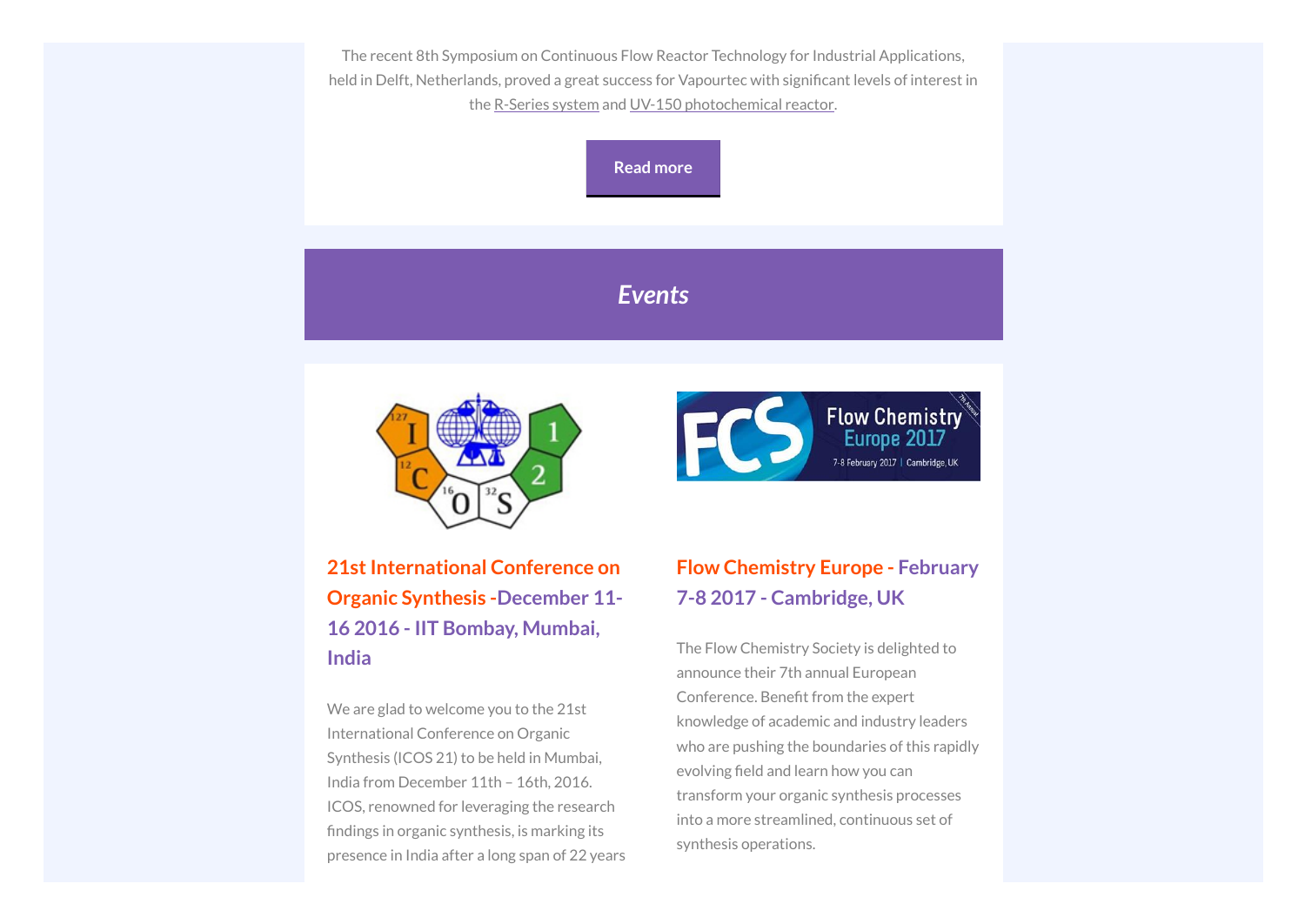The recent 8th Symposium on Continuous Flow Reactor Technology for Industrial Applications, held in Delft, Netherlands, proved a great success for Vapourtec with significant levels of interest in the R-Series system and UV-150 photochemical reactor.

Read more

## *Events*

### 21st International Conference on Organic Synthesis -December 11-16 2016 - IIT Bombay, Mumbai, India

We are glad to welcome you to the 21st International Conference on Organic Synthesis (ICOS 21) to be held in Mumbai, India from December 11th – 16th, 2016. ICOS, renowned for leveraging the research findings in organic synthesis, is marking its presence in India after a long span of 22 years

### Flow Chemistry Europe - February 7-8 2017 - Cambridge, UK

The Flow Chemistry Society is delighted to announce their 7th annual European Conference. Benefit from the expert knowledge of academic and industry leaders who are pushing the boundaries of this rapidly evolving field and learn how you can transform your organic synthesis processes into a more streamlined, continuous set of synthesis operations.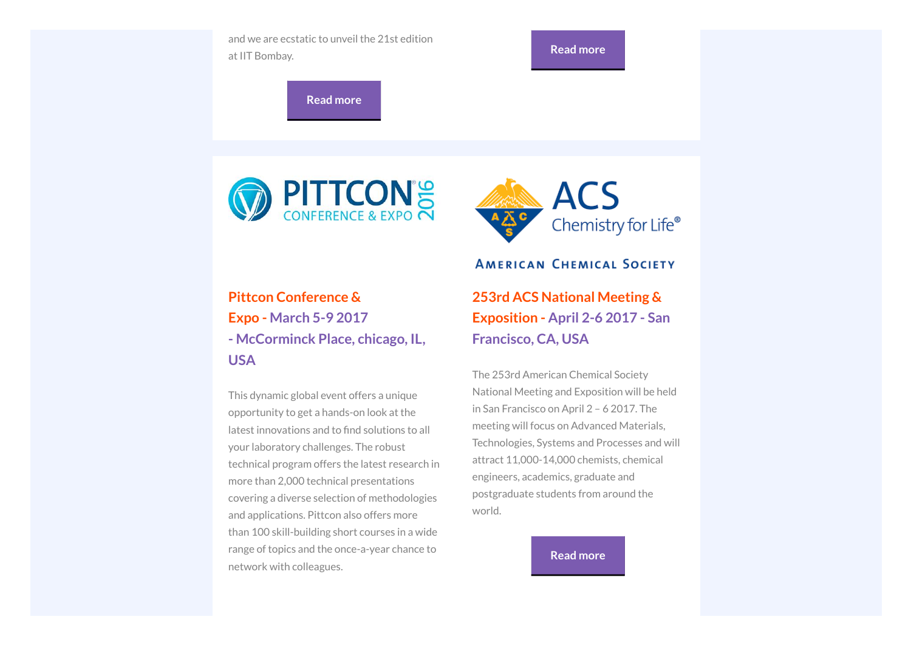and we are ecstatic to unveil the 21st edition at IIT Bombay.

Read more

Read more

PITTCON CONFERENCE & EXPO 2016

### Pittcon Conference & Expo - March 5-9 2017 - McCorminck Place, chicago, IL, USA

This dynamic global event offers a unique opportunity to get a hands-on look at the latest innovations and to find solutions to all your laboratory challenges. The robust technical program offers the latest research in more than 2,000 technical presentations covering a diverse selection of methodologies and applications. Pittcon also offers more than 100 skill-building short courses in a wide range of topics and the once-a-year chance to network with colleagues.

ACS Chemistry for Life®

AMERICAN CHEMICAL SOCIETY

### 253rd ACS National Meeting & Exposition - April 2-6 2017 - San Francisco, CA, USA

The 253rd American Chemical Society National Meeting and Exposition will be held in San Francisco on April 2 – 6 2017. The meeting will focus on Advanced Materials, Technologies, Systems and Processes and will attract 11,000-14,000 chemists, chemical engineers, academics, graduate and postgraduate students from around the world.

Read more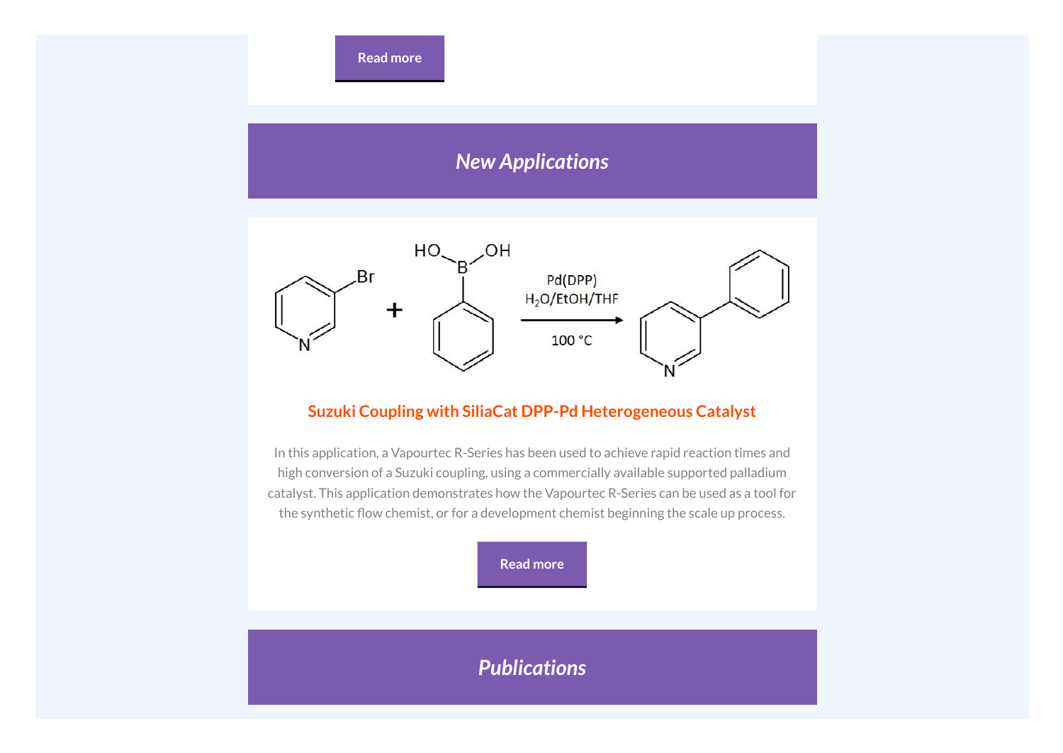Read more

## *New Applications*

Pd(DPP)
$H_2O$/EtOH/THF
100 °C

### Suzuki Coupling with SiliaCat DPP-Pd Heterogeneous Catalyst

In this application, a Vapourtec R-Series has been used to achieve rapid reaction times and high conversion of a Suzuki coupling, using a commercially available supported palladium catalyst. This application demonstrates how the Vapourtec R-Series can be used as a tool for the synthetic flow chemist, or for a development chemist beginning the scale up process.

Read more

## *Publications*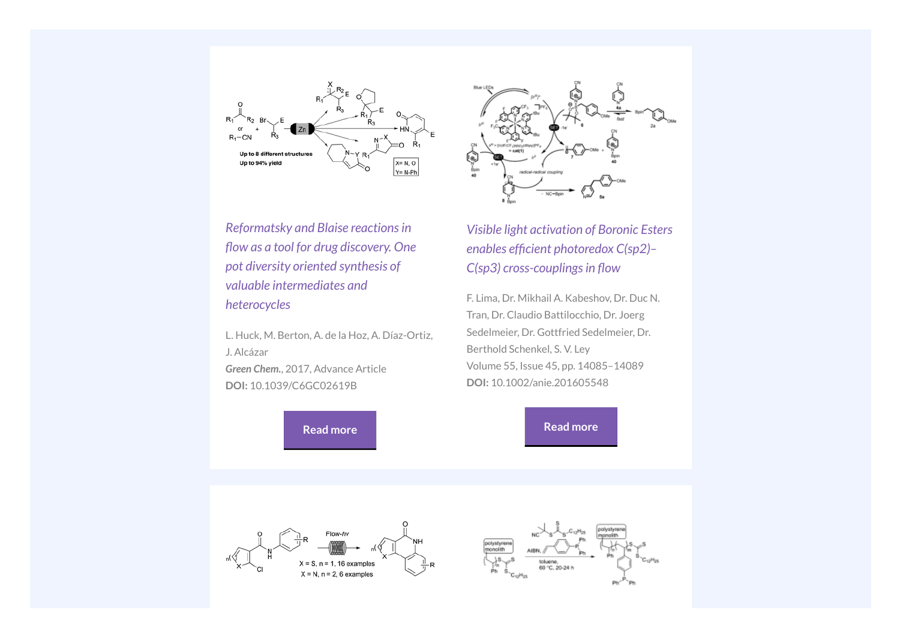*Reformatsky and Blaise reactions in flow as a tool for drug discovery. One pot diversity oriented synthesis of valuable intermediates and heterocycles*

L. Huck, M. Berton, A. de la Hoz, A. Díaz-Ortiz, J. Alcázar
***Green Chem.***, 2017, Advance Article
**DOI:** 10.1039/C6GC02619B

Read more

*Visible light activation of Boronic Esters enables efficient photoredox C(sp2)–C(sp3) cross-couplings in flow*

F. Lima, Dr. Mikhail A. Kabeshov, Dr. Duc N. Tran, Dr. Claudio Battilocchio, Dr. Joerg Sedelmeier, Dr. Gottfried Sedelmeier, Dr. Berthold Schenkel, S. V. Ley
Volume 55, Issue 45, pp. 14085–14089
**DOI:** 10.1002/anie.201605548

Read more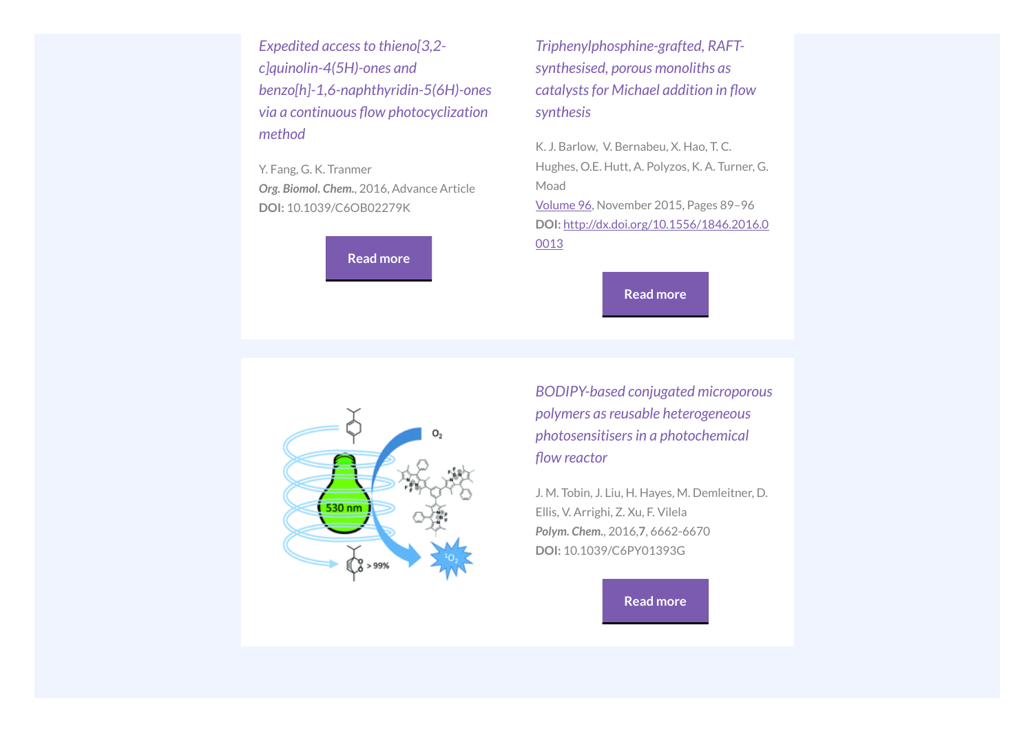*Expedited access to thieno[3,2-c]quinolin-4(5H)-ones and benzo[h]-1,6-naphthyridin-5(6H)-ones via a continuous flow photocyclization method*

Y. Fang, G. K. Tranmer
***Org. Biomol. Chem.***, 2016, Advance Article
**DOI:** 10.1039/C6OB02279K

Read more

*Triphenylphosphine-grafted, RAFT-synthesised, porous monoliths as catalysts for Michael addition in flow synthesis*

K. J. Barlow, V. Bernabeu, X. Hao, T. C. Hughes, O.E. Hutt, A. Polyzos, K. A. Turner, G. Moad
Volume 96, November 2015, Pages 89–96
**DOI:** http://dx.doi.org/10.1556/1846.2016.00013

Read more

*BODIPY-based conjugated microporous polymers as reusable heterogeneous photosensitisers in a photochemical flow reactor*

J. M. Tobin, J. Liu, H. Hayes, M. Demleitner, D. Ellis, V. Arrighi, Z. Xu, F. Vilela
***Polym. Chem.***, 2016,**7**, 6662-6670
**DOI:** 10.1039/C6PY01393G

Read more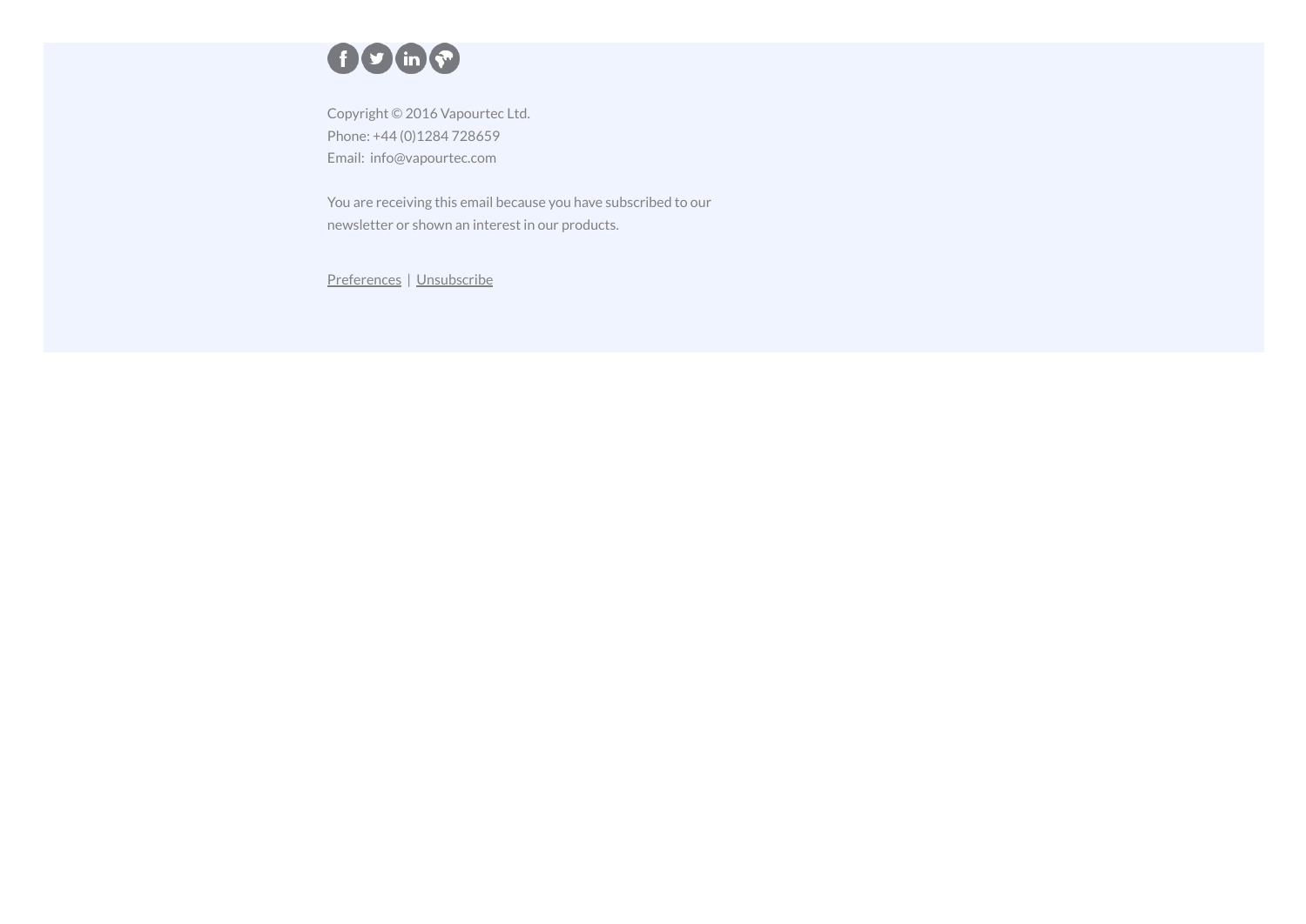Copyright © 2016 Vapourtec Ltd.
Phone: +44 (0)1284 728659
Email: info@vapourtec.com

You are receiving this email because you have subscribed to our newsletter or shown an interest in our products.

Preferences | Unsubscribe